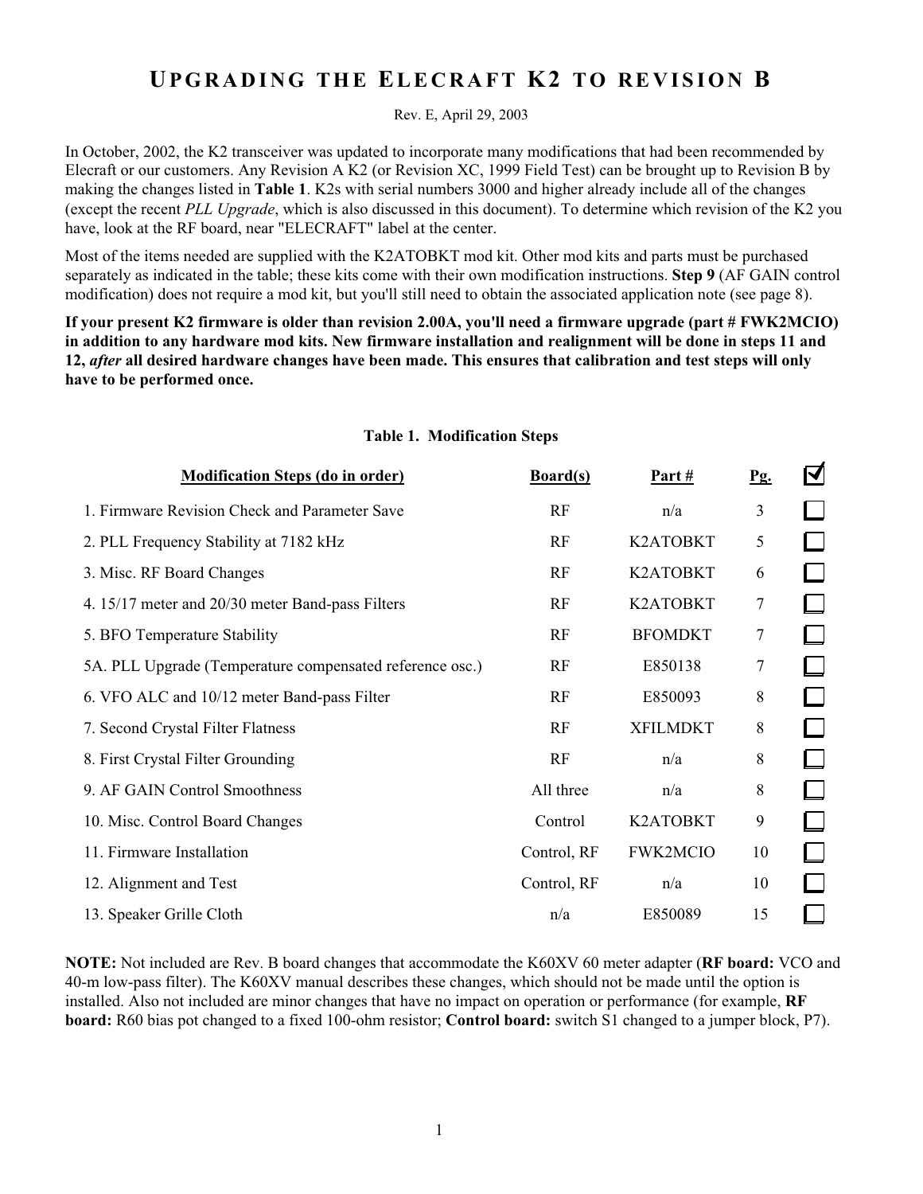# UPGRADING THE ELECRAFT K2 TO REVISION B

Rev. E, April 29, 2003

In October, 2002, the K2 transceiver was updated to incorporate many modifications that had been recommended by Elecraft or our customers. Any Revision A K2 (or Revision XC, 1999 Field Test) can be brought up to Revision B by making the changes listed in **Table 1**. K2s with serial numbers 3000 and higher already include all of the changes (except the recent *PLL Upgrade*, which is also discussed in this document). To determine which revision of the K2 you have, look at the RF board, near "ELECRAFT" label at the center.

Most of the items needed are supplied with the K2ATOBKT mod kit. Other mod kits and parts must be purchased separately as indicated in the table; these kits come with their own modification instructions. **Step 9** (AF GAIN control modification) does not require a mod kit, but you'll still need to obtain the associated application note (see page 8).

**If your present K2 firmware is older than revision 2.00A, you'll need a firmware upgrade (part # FWK2MCIO) in addition to any hardware mod kits. New firmware installation and realignment will be done in steps 11 and 12, *after* all desired hardware changes have been made. This ensures that calibration and test steps will only have to be performed once.**

**Table 1. Modification Steps**

| Modification Steps (do in order) | Board(s) | Part # | Pg. | ☑ |
|---|---|---|---|---|
| 1. Firmware Revision Check and Parameter Save | RF | n/a | 3 | ☐ |
| 2. PLL Frequency Stability at 7182 kHz | RF | K2ATOBKT | 5 | ☐ |
| 3. Misc. RF Board Changes | RF | K2ATOBKT | 6 | ☐ |
| 4. 15/17 meter and 20/30 meter Band-pass Filters | RF | K2ATOBKT | 7 | ☐ |
| 5. BFO Temperature Stability | RF | BFOMDKT | 7 | ☐ |
| 5A. PLL Upgrade (Temperature compensated reference osc.) | RF | E850138 | 7 | ☐ |
| 6. VFO ALC and 10/12 meter Band-pass Filter | RF | E850093 | 8 | ☐ |
| 7. Second Crystal Filter Flatness | RF | XFILMDKT | 8 | ☐ |
| 8. First Crystal Filter Grounding | RF | n/a | 8 | ☐ |
| 9. AF GAIN Control Smoothness | All three | n/a | 8 | ☐ |
| 10. Misc. Control Board Changes | Control | K2ATOBKT | 9 | ☐ |
| 11. Firmware Installation | Control, RF | FWK2MCIO | 10 | ☐ |
| 12. Alignment and Test | Control, RF | n/a | 10 | ☐ |
| 13. Speaker Grille Cloth | n/a | E850089 | 15 | ☐ |

**NOTE:** Not included are Rev. B board changes that accommodate the K60XV 60 meter adapter (**RF board:** VCO and 40-m low-pass filter). The K60XV manual describes these changes, which should not be made until the option is installed. Also not included are minor changes that have no impact on operation or performance (for example, **RF board:** R60 bias pot changed to a fixed 100-ohm resistor; **Control board:** switch S1 changed to a jumper block, P7).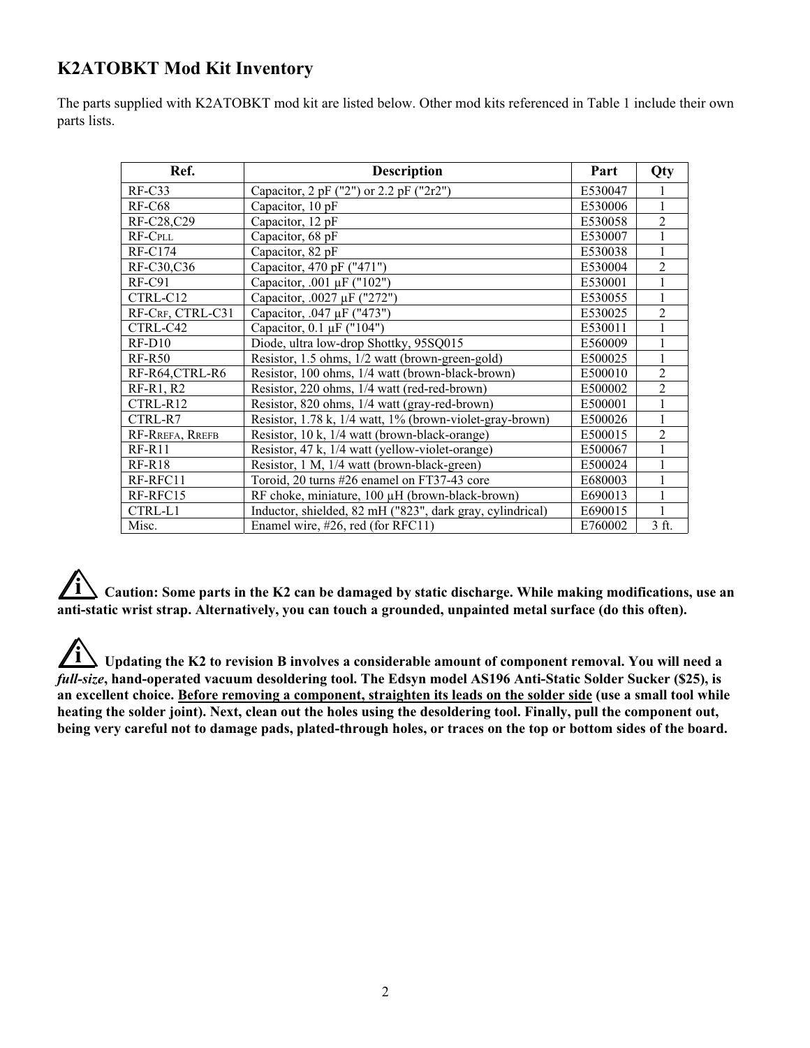## K2ATOBKT Mod Kit Inventory

The parts supplied with K2ATOBKT mod kit are listed below. Other mod kits referenced in Table 1 include their own parts lists.

| Ref. | Description | Part | Qty |
|---|---|---|---|
| RF-C33 | Capacitor, 2 pF ("2") or 2.2 pF ("2r2") | E530047 | 1 |
| RF-C68 | Capacitor, 10 pF | E530006 | 1 |
| RF-C28,C29 | Capacitor, 12 pF | E530058 | 2 |
| RF-C<sub>PLL</sub> | Capacitor, 68 pF | E530007 | 1 |
| RF-C174 | Capacitor, 82 pF | E530038 | 1 |
| RF-C30,C36 | Capacitor, 470 pF ("471") | E530004 | 2 |
| RF-C91 | Capacitor, .001 µF ("102") | E530001 | 1 |
| CTRL-C12 | Capacitor, .0027 µF ("272") | E530055 | 1 |
| RF-C<sub>RF</sub>, CTRL-C31 | Capacitor, .047 µF ("473") | E530025 | 2 |
| CTRL-C42 | Capacitor, 0.1 µF ("104") | E530011 | 1 |
| RF-D10 | Diode, ultra low-drop Shottky, 95SQ015 | E560009 | 1 |
| RF-R50 | Resistor, 1.5 ohms, 1/2 watt (brown-green-gold) | E500025 | 1 |
| RF-R64,CTRL-R6 | Resistor, 100 ohms, 1/4 watt (brown-black-brown) | E500010 | 2 |
| RF-R1, R2 | Resistor, 220 ohms, 1/4 watt (red-red-brown) | E500002 | 2 |
| CTRL-R12 | Resistor, 820 ohms, 1/4 watt (gray-red-brown) | E500001 | 1 |
| CTRL-R7 | Resistor, 1.78 k, 1/4 watt, 1% (brown-violet-gray-brown) | E500026 | 1 |
| RF-R<sub>REFA</sub>, R<sub>REFB</sub> | Resistor, 10 k, 1/4 watt (brown-black-orange) | E500015 | 2 |
| RF-R11 | Resistor, 47 k, 1/4 watt (yellow-violet-orange) | E500067 | 1 |
| RF-R18 | Resistor, 1 M, 1/4 watt (brown-black-green) | E500024 | 1 |
| RF-RFC11 | Toroid, 20 turns #26 enamel on FT37-43 core | E680003 | 1 |
| RF-RFC15 | RF choke, miniature, 100 µH (brown-black-brown) | E690013 | 1 |
| CTRL-L1 | Inductor, shielded, 82 mH ("823", dark gray, cylindrical) | E690015 | 1 |
| Misc. | Enamel wire, #26, red (for RFC11) | E760002 | 3 ft. |

**Caution: Some parts in the K2 can be damaged by static discharge. While making modifications, use an anti-static wrist strap. Alternatively, you can touch a grounded, unpainted metal surface (do this often).**

**Updating the K2 to revision B involves a considerable amount of component removal. You will need a *full-size*, hand-operated vacuum desoldering tool. The Edsyn model AS196 Anti-Static Solder Sucker ($25), is an excellent choice. <u>Before removing a component, straighten its leads on the solder side</u> (use a small tool while heating the solder joint). Next, clean out the holes using the desoldering tool. Finally, pull the component out, being very careful not to damage pads, plated-through holes, or traces on the top or bottom sides of the board.**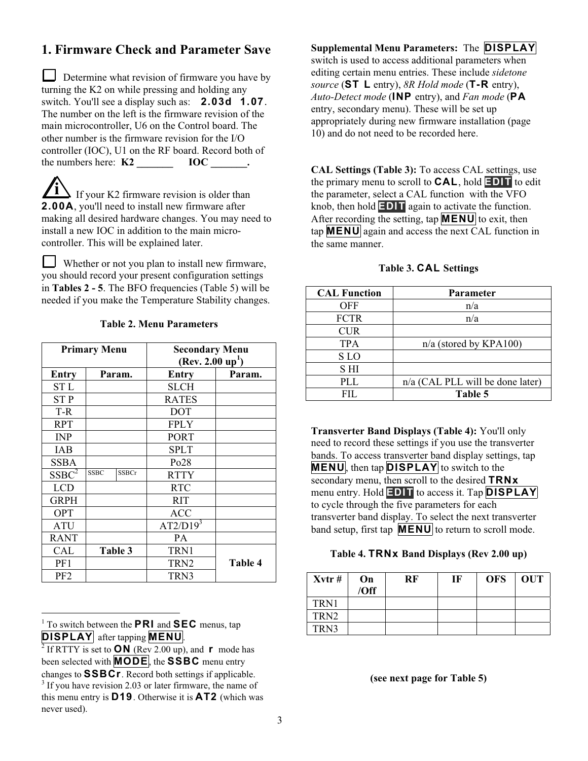# 1. Firmware Check and Parameter Save

☐ Determine what revision of firmware you have by turning the K2 on while pressing and holding any switch. You'll see a display such as: **2.03d 1.07**. The number on the left is the firmware revision of the main microcontroller, U6 on the Control board. The other number is the firmware revision for the I/O controller (IOC), U1 on the RF board. Record both of the numbers here: **K2 _______ IOC _______.**

ℹ If your K2 firmware revision is older than **2.00A**, you'll need to install new firmware after making all desired hardware changes. You may need to install a new IOC in addition to the main micro-controller. This will be explained later.

☐ Whether or not you plan to install new firmware, you should record your present configuration settings in **Tables 2 - 5**. The BFO frequencies (Table 5) will be needed if you make the Temperature Stability changes.

**Table 2. Menu Parameters**

| Primary Menu | | | Secondary Menu (Rev. 2.00 up[1]) | |
|---|---|---|---|---|
| **Entry** | **Param.** | | **Entry** | **Param.** |
| ST L | | | SLCH | |
| ST P | | | RATES | |
| T-R | | | DOT | |
| RPT | | | FPLY | |
| INP | | | PORT | |
| IAB | | | SPLT | |
| SSBA | | | Po28 | |
| SSBC[2] | SSBC | SSBCr | RTTY | |
| LCD | | | RTC | |
| GRPH | | | RIT | |
| OPT | | | ACC | |
| ATU | | | AT2/D19[3] | |
| RANT | | | PA | |
| CAL | **Table 3** | | TRN1 | **Table 4** |
| PF1 | | | TRN2 | |
| PF2 | | | TRN3 | |

[1] To switch between the **PRI** and **SEC** menus, tap **DISPLAY** after tapping **MENU**.
[2] If RTTY is set to **ON** (Rev 2.00 up), and **r** mode has been selected with **MODE**, the **SSBC** menu entry changes to **SSBCr**. Record both settings if applicable.
[3] If you have revision 2.03 or later firmware, the name of this menu entry is **D19**. Otherwise it is **AT2** (which was never used).

**Supplemental Menu Parameters:** The **DISPLAY** switch is used to access additional parameters when editing certain menu entries. These include *sidetone source* (**ST L** entry), *8R Hold mode* (**T-R** entry), *Auto-Detect mode* (**INP** entry), and *Fan mode* (**PA** entry, secondary menu). These will be set up appropriately during new firmware installation (page 10) and do not need to be recorded here.

**CAL Settings (Table 3):** To access CAL settings, use the primary menu to scroll to **CAL**, hold **EDIT** to edit the parameter, select a CAL function with the VFO knob, then hold **EDIT** again to activate the function. After recording the setting, tap **MENU** to exit, then tap **MENU** again and access the next CAL function in the same manner.

**Table 3. CAL Settings**

| CAL Function | Parameter |
|---|---|
| OFF | n/a |
| FCTR | n/a |
| CUR | |
| TPA | n/a (stored by KPA100) |
| S LO | |
| S HI | |
| PLL | n/a (CAL PLL will be done later) |
| FIL | **Table 5** |

**Transverter Band Displays (Table 4):** You'll only need to record these settings if you use the transverter bands. To access transverter band display settings, tap **MENU**, then tap **DISPLAY** to switch to the secondary menu, then scroll to the desired **TRNx** menu entry. Hold **EDIT** to access it. Tap **DISPLAY** to cycle through the five parameters for each transverter band display. To select the next transverter band setup, first tap **MENU** to return to scroll mode.

**Table 4. TRNx Band Displays (Rev 2.00 up)**

| Xvtr # | On /Off | RF | IF | OFS | OUT |
|---|---|---|---|---|---|
| TRN1 | | | | | |
| TRN2 | | | | | |
| TRN3 | | | | | |

**(see next page for Table 5)**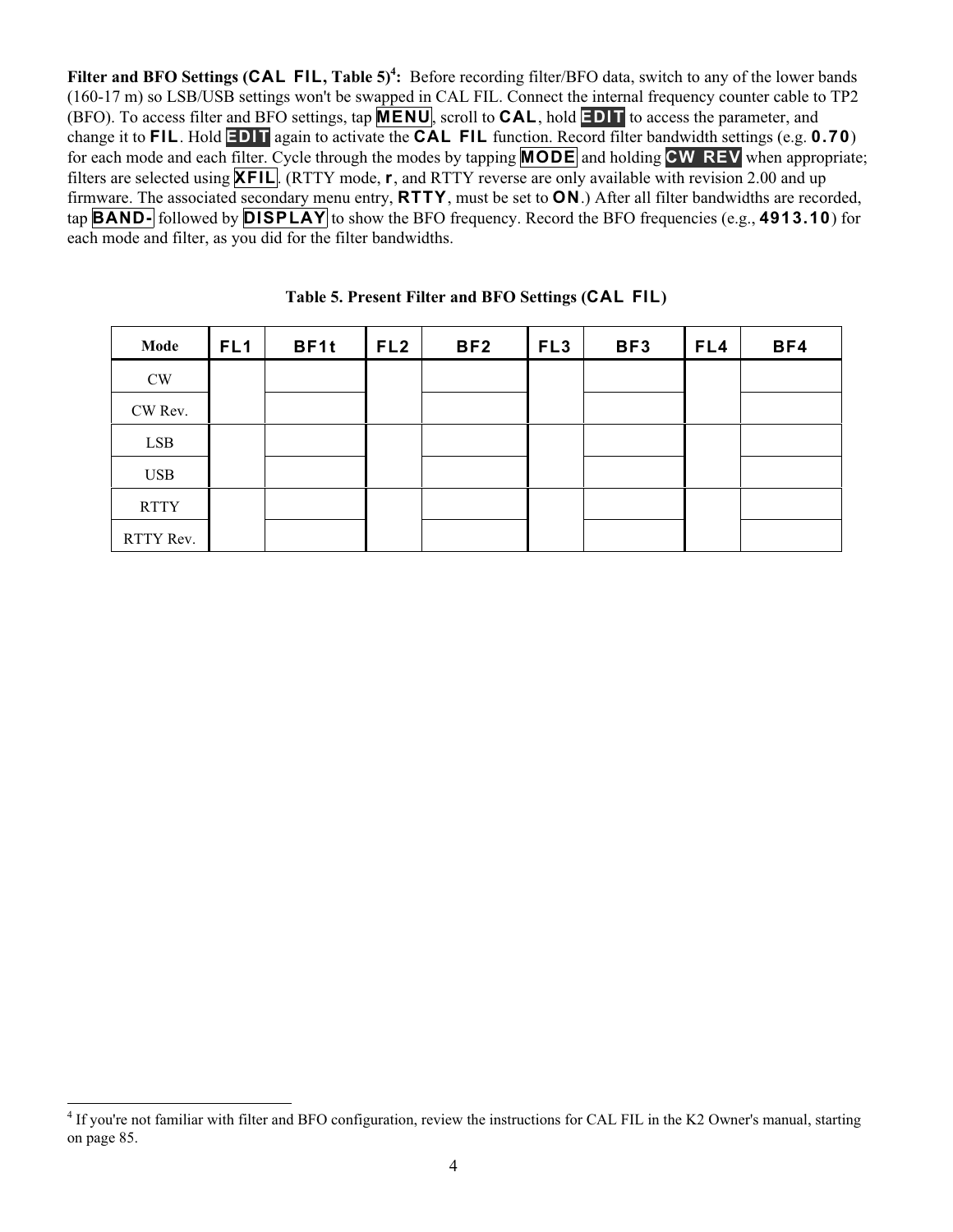**Filter and BFO Settings (CAL FIL, Table 5)[4]:** Before recording filter/BFO data, switch to any of the lower bands (160-17 m) so LSB/USB settings won't be swapped in CAL FIL. Connect the internal frequency counter cable to TP2 (BFO). To access filter and BFO settings, tap **MENU**, scroll to **CAL**, hold **EDIT** to access the parameter, and change it to **FIL**. Hold **EDIT** again to activate the **CAL FIL** function. Record filter bandwidth settings (e.g. **0.70**) for each mode and each filter. Cycle through the modes by tapping **MODE** and holding **CW REV** when appropriate; filters are selected using **XFIL**. (RTTY mode, **r**, and RTTY reverse are only available with revision 2.00 and up firmware. The associated secondary menu entry, **RTTY**, must be set to **ON**.) After all filter bandwidths are recorded, tap **BAND-** followed by **DISPLAY** to show the BFO frequency. Record the BFO frequencies (e.g., **4913.10**) for each mode and filter, as you did for the filter bandwidths.

**Table 5. Present Filter and BFO Settings (CAL FIL)**

| Mode | FL1 | BF1t | FL2 | BF2 | FL3 | BF3 | FL4 | BF4 |
|---|---|---|---|---|---|---|---|---|
| CW | | | | | | | | |
| CW Rev. | | | | | | | | |
| LSB | | | | | | | | |
| USB | | | | | | | | |
| RTTY | | | | | | | | |
| RTTY Rev. | | | | | | | | |

[4] If you're not familiar with filter and BFO configuration, review the instructions for CAL FIL in the K2 Owner's manual, starting on page 85.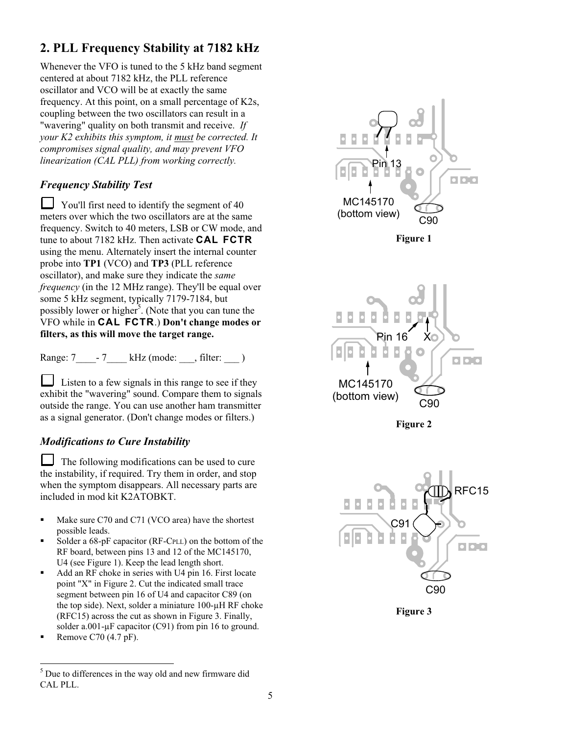## 2. PLL Frequency Stability at 7182 kHz

Whenever the VFO is tuned to the 5 kHz band segment centered at about 7182 kHz, the PLL reference oscillator and VCO will be at exactly the same frequency. At this point, on a small percentage of K2s, coupling between the two oscillators can result in a "wavering" quality on both transmit and receive. *If your K2 exhibits this symptom, it must be corrected. It compromises signal quality, and may prevent VFO linearization (CAL PLL) from working correctly.*

### *Frequency Stability Test*

☐ You'll first need to identify the segment of 40 meters over which the two oscillators are at the same frequency. Switch to 40 meters, LSB or CW mode, and tune to about 7182 kHz. Then activate **CAL FCTR** using the menu. Alternately insert the internal counter probe into **TP1** (VCO) and **TP3** (PLL reference oscillator), and make sure they indicate the *same frequency* (in the 12 MHz range). They'll be equal over some 5 kHz segment, typically 7179-7184, but possibly lower or higher[5]. (Note that you can tune the VFO while in **CAL FCTR**.) **Don't change modes or filters, as this will move the target range.**

Range: 7____- 7____ kHz (mode: ___, filter: ___ )

☐ Listen to a few signals in this range to see if they exhibit the "wavering" sound. Compare them to signals outside the range. You can use another ham transmitter as a signal generator. (Don't change modes or filters.)

### *Modifications to Cure Instability*

☐ The following modifications can be used to cure the instability, if required. Try them in order, and stop when the symptom disappears. All necessary parts are included in mod kit K2ATOBKT.

- Make sure C70 and C71 (VCO area) have the shortest possible leads.
- Solder a 68-pF capacitor (RF-CPLL) on the bottom of the RF board, between pins 13 and 12 of the MC145170, U4 (see Figure 1). Keep the lead length short.
- Add an RF choke in series with U4 pin 16. First locate point "X" in Figure 2. Cut the indicated small trace segment between pin 16 of U4 and capacitor C89 (on the top side). Next, solder a miniature 100-µH RF choke (RFC15) across the cut as shown in Figure 3. Finally, solder a.001-µF capacitor (C91) from pin 16 to ground.
- Remove C70 (4.7 pF).

Pin 13
MC145170 (bottom view)
C90

**Figure 1**

Pin 16
X
MC145170 (bottom view)
C90

**Figure 2**

RFC15
C91
C90

**Figure 3**

[5] Due to differences in the way old and new firmware did CAL PLL.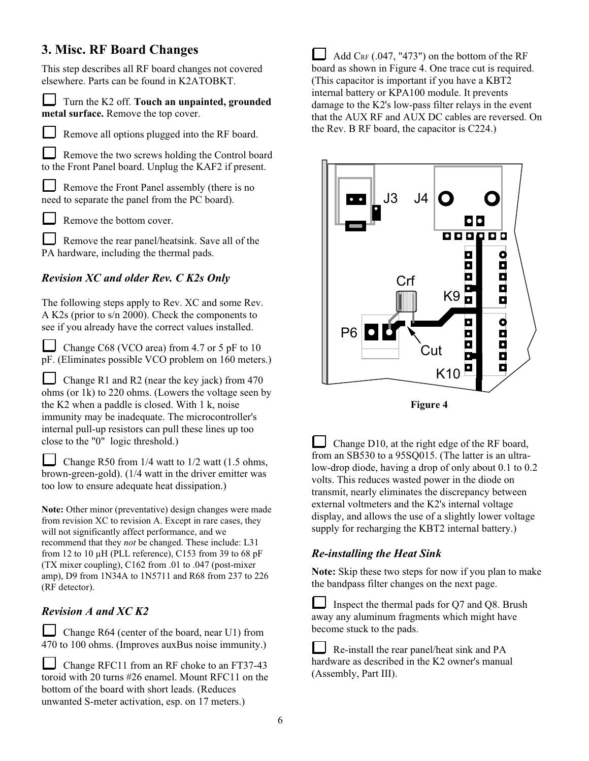## 3. Misc. RF Board Changes

This step describes all RF board changes not covered elsewhere. Parts can be found in K2ATOBKT.

☐ Turn the K2 off. **Touch an unpainted, grounded metal surface.** Remove the top cover.

☐ Remove all options plugged into the RF board.

☐ Remove the two screws holding the Control board to the Front Panel board. Unplug the KAF2 if present.

☐ Remove the Front Panel assembly (there is no need to separate the panel from the PC board).

☐ Remove the bottom cover.

☐ Remove the rear panel/heatsink. Save all of the PA hardware, including the thermal pads.

### *Revision XC and older Rev. C K2s Only*

The following steps apply to Rev. XC and some Rev. A K2s (prior to s/n 2000). Check the components to see if you already have the correct values installed.

☐ Change C68 (VCO area) from 4.7 or 5 pF to 10 pF. (Eliminates possible VCO problem on 160 meters.)

☐ Change R1 and R2 (near the key jack) from 470 ohms (or 1k) to 220 ohms. (Lowers the voltage seen by the K2 when a paddle is closed. With 1 k, noise immunity may be inadequate. The microcontroller's internal pull-up resistors can pull these lines up too close to the "0" logic threshold.)

☐ Change R50 from 1/4 watt to 1/2 watt (1.5 ohms, brown-green-gold). (1/4 watt in the driver emitter was too low to ensure adequate heat dissipation.)

**Note:** Other minor (preventative) design changes were made from revision XC to revision A. Except in rare cases, they will not significantly affect performance, and we recommend that they *not* be changed. These include: L31 from 12 to 10 µH (PLL reference), C153 from 39 to 68 pF (TX mixer coupling), C162 from .01 to .047 (post-mixer amp), D9 from 1N34A to 1N5711 and R68 from 237 to 226 (RF detector).

### *Revision A and XC K2*

☐ Change R64 (center of the board, near U1) from 470 to 100 ohms. (Improves auxBus noise immunity.)

☐ Change RFC11 from an RF choke to an FT37-43 toroid with 20 turns #26 enamel. Mount RFC11 on the bottom of the board with short leads. (Reduces unwanted S-meter activation, esp. on 17 meters.)

☐ Add $C_{RF}$ (.047, "473") on the bottom of the RF board as shown in Figure 4. One trace cut is required. (This capacitor is important if you have a KBT2 internal battery or KPA100 module. It prevents damage to the K2's low-pass filter relays in the event that the AUX RF and AUX DC cables are reversed. On the Rev. B RF board, the capacitor is C224.)

Figure 4

☐ Change D10, at the right edge of the RF board, from an SB530 to a 95SQ015. (The latter is an ultra-low-drop diode, having a drop of only about 0.1 to 0.2 volts. This reduces wasted power in the diode on transmit, nearly eliminates the discrepancy between external voltmeters and the K2's internal voltage display, and allows the use of a slightly lower voltage supply for recharging the KBT2 internal battery.)

### *Re-installing the Heat Sink*

**Note:** Skip these two steps for now if you plan to make the bandpass filter changes on the next page.

☐ Inspect the thermal pads for Q7 and Q8. Brush away any aluminum fragments which might have become stuck to the pads.

☐ Re-install the rear panel/heat sink and PA hardware as described in the K2 owner's manual (Assembly, Part III).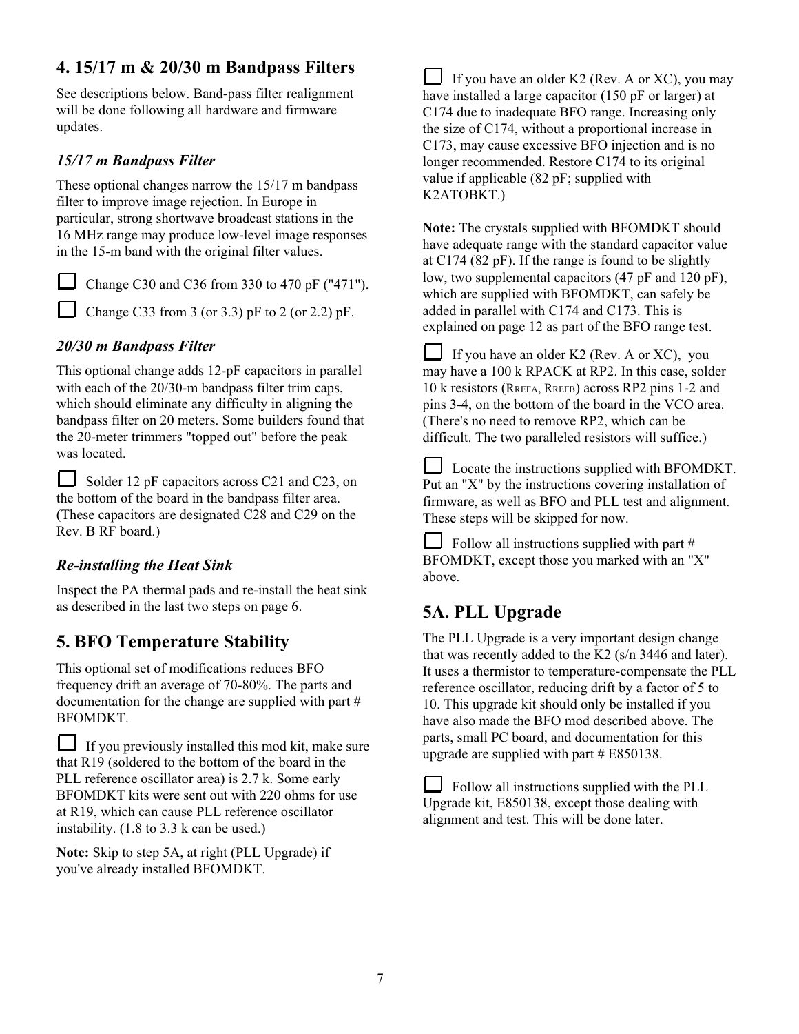## 4. 15/17 m & 20/30 m Bandpass Filters

See descriptions below. Band-pass filter realignment will be done following all hardware and firmware updates.

### *15/17 m Bandpass Filter*

These optional changes narrow the 15/17 m bandpass filter to improve image rejection. In Europe in particular, strong shortwave broadcast stations in the 16 MHz range may produce low-level image responses in the 15-m band with the original filter values.

☐ Change C30 and C36 from 330 to 470 pF ("471").

☐ Change C33 from 3 (or 3.3) pF to 2 (or 2.2) pF.

### *20/30 m Bandpass Filter*

This optional change adds 12-pF capacitors in parallel with each of the 20/30-m bandpass filter trim caps, which should eliminate any difficulty in aligning the bandpass filter on 20 meters. Some builders found that the 20-meter trimmers "topped out" before the peak was located.

☐ Solder 12 pF capacitors across C21 and C23, on the bottom of the board in the bandpass filter area. (These capacitors are designated C28 and C29 on the Rev. B RF board.)

### *Re-installing the Heat Sink*

Inspect the PA thermal pads and re-install the heat sink as described in the last two steps on page 6.

## 5. BFO Temperature Stability

This optional set of modifications reduces BFO frequency drift an average of 70-80%. The parts and documentation for the change are supplied with part # BFOMDKT.

☐ If you previously installed this mod kit, make sure that R19 (soldered to the bottom of the board in the PLL reference oscillator area) is 2.7 k. Some early BFOMDKT kits were sent out with 220 ohms for use at R19, which can cause PLL reference oscillator instability. (1.8 to 3.3 k can be used.)

**Note:** Skip to step 5A, at right (PLL Upgrade) if you've already installed BFOMDKT.

☐ If you have an older K2 (Rev. A or XC), you may have installed a large capacitor (150 pF or larger) at C174 due to inadequate BFO range. Increasing only the size of C174, without a proportional increase in C173, may cause excessive BFO injection and is no longer recommended. Restore C174 to its original value if applicable (82 pF; supplied with K2ATOBKT.)

**Note:** The crystals supplied with BFOMDKT should have adequate range with the standard capacitor value at C174 (82 pF). If the range is found to be slightly low, two supplemental capacitors (47 pF and 120 pF), which are supplied with BFOMDKT, can safely be added in parallel with C174 and C173. This is explained on page 12 as part of the BFO range test.

☐ If you have an older K2 (Rev. A or XC), you may have a 100 k RPACK at RP2. In this case, solder 10 k resistors ($R_{REFA}$, $R_{REFB}$) across RP2 pins 1-2 and pins 3-4, on the bottom of the board in the VCO area. (There's no need to remove RP2, which can be difficult. The two paralleled resistors will suffice.)

☐ Locate the instructions supplied with BFOMDKT. Put an "X" by the instructions covering installation of firmware, as well as BFO and PLL test and alignment. These steps will be skipped for now.

☐ Follow all instructions supplied with part # BFOMDKT, except those you marked with an "X" above.

## 5A. PLL Upgrade

The PLL Upgrade is a very important design change that was recently added to the K2 (s/n 3446 and later). It uses a thermistor to temperature-compensate the PLL reference oscillator, reducing drift by a factor of 5 to 10. This upgrade kit should only be installed if you have also made the BFO mod described above. The parts, small PC board, and documentation for this upgrade are supplied with part # E850138.

☐ Follow all instructions supplied with the PLL Upgrade kit, E850138, except those dealing with alignment and test. This will be done later.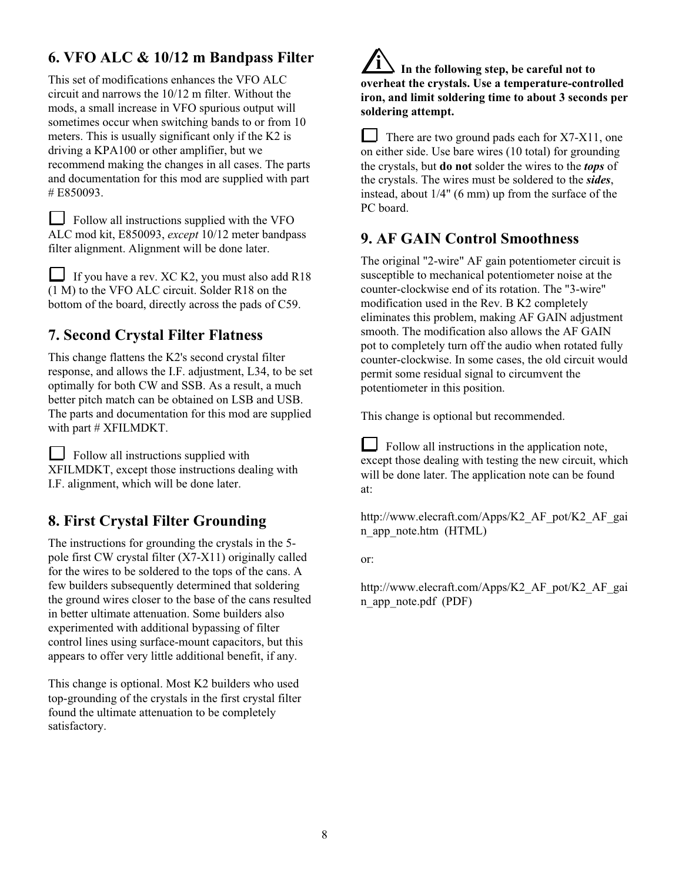## 6. VFO ALC & 10/12 m Bandpass Filter

This set of modifications enhances the VFO ALC circuit and narrows the 10/12 m filter. Without the mods, a small increase in VFO spurious output will sometimes occur when switching bands to or from 10 meters. This is usually significant only if the K2 is driving a KPA100 or other amplifier, but we recommend making the changes in all cases. The parts and documentation for this mod are supplied with part # E850093.

☐ Follow all instructions supplied with the VFO ALC mod kit, E850093, *except* 10/12 meter bandpass filter alignment. Alignment will be done later.

☐ If you have a rev. XC K2, you must also add R18 (1 M) to the VFO ALC circuit. Solder R18 on the bottom of the board, directly across the pads of C59.

## 7. Second Crystal Filter Flatness

This change flattens the K2's second crystal filter response, and allows the I.F. adjustment, L34, to be set optimally for both CW and SSB. As a result, a much better pitch match can be obtained on LSB and USB. The parts and documentation for this mod are supplied with part # XFILMDKT.

☐ Follow all instructions supplied with XFILMDKT, except those instructions dealing with I.F. alignment, which will be done later.

## 8. First Crystal Filter Grounding

The instructions for grounding the crystals in the 5-pole first CW crystal filter (X7-X11) originally called for the wires to be soldered to the tops of the cans. A few builders subsequently determined that soldering the ground wires closer to the base of the cans resulted in better ultimate attenuation. Some builders also experimented with additional bypassing of filter control lines using surface-mount capacitors, but this appears to offer very little additional benefit, if any.

This change is optional. Most K2 builders who used top-grounding of the crystals in the first crystal filter found the ultimate attenuation to be completely satisfactory.

**In the following step, be careful not to overheat the crystals. Use a temperature-controlled iron, and limit soldering time to about 3 seconds per soldering attempt.**

☐ There are two ground pads each for X7-X11, one on either side. Use bare wires (10 total) for grounding the crystals, but **do not** solder the wires to the ***tops*** of the crystals. The wires must be soldered to the ***sides***, instead, about 1/4" (6 mm) up from the surface of the PC board.

## 9. AF GAIN Control Smoothness

The original "2-wire" AF gain potentiometer circuit is susceptible to mechanical potentiometer noise at the counter-clockwise end of its rotation. The "3-wire" modification used in the Rev. B K2 completely eliminates this problem, making AF GAIN adjustment smooth. The modification also allows the AF GAIN pot to completely turn off the audio when rotated fully counter-clockwise. In some cases, the old circuit would permit some residual signal to circumvent the potentiometer in this position.

This change is optional but recommended.

☐ Follow all instructions in the application note, except those dealing with testing the new circuit, which will be done later. The application note can be found at:

http://www.elecraft.com/Apps/K2_AF_pot/K2_AF_gain_app_note.htm (HTML)

or:

http://www.elecraft.com/Apps/K2_AF_pot/K2_AF_gain_app_note.pdf (PDF)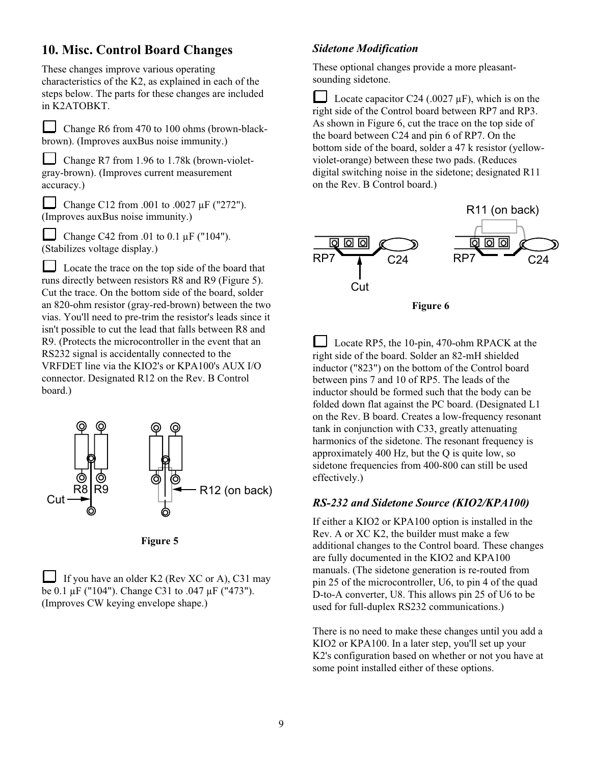## 10. Misc. Control Board Changes

These changes improve various operating characteristics of the K2, as explained in each of the steps below. The parts for these changes are included in K2ATOBKT.

- ☐ Change R6 from 470 to 100 ohms (brown-black-brown). (Improves auxBus noise immunity.)
- ☐ Change R7 from 1.96 to 1.78k (brown-violet-gray-brown). (Improves current measurement accuracy.)
- ☐ Change C12 from .001 to .0027 µF ("272"). (Improves auxBus noise immunity.)
- ☐ Change C42 from .01 to 0.1 µF ("104"). (Stabilizes voltage display.)
- ☐ Locate the trace on the top side of the board that runs directly between resistors R8 and R9 (Figure 5). Cut the trace. On the bottom side of the board, solder an 820-ohm resistor (gray-red-brown) between the two vias. You'll need to pre-trim the resistor's leads since it isn't possible to cut the lead that falls between R8 and R9. (Protects the microcontroller in the event that an RS232 signal is accidentally connected to the VRFDET line via the KIO2's or KPA100's AUX I/O connector. Designated R12 on the Rev. B Control board.)

R8 R9 Cut R12 (on back)

Figure 5

- ☐ If you have an older K2 (Rev XC or A), C31 may be 0.1 µF ("104"). Change C31 to .047 µF ("473"). (Improves CW keying envelope shape.)

### *Sidetone Modification*

These optional changes provide a more pleasant-sounding sidetone.

- ☐ Locate capacitor C24 (.0027 µF), which is on the right side of the Control board between RP7 and RP3. As shown in Figure 6, cut the trace on the top side of the board between C24 and pin 6 of RP7. On the bottom side of the board, solder a 47 k resistor (yellow-violet-orange) between these two pads. (Reduces digital switching noise in the sidetone; designated R11 on the Rev. B Control board.)

RP7 C24 Cut R11 (on back) RP7 C24

Figure 6

- ☐ Locate RP5, the 10-pin, 470-ohm RPACK at the right side of the board. Solder an 82-mH shielded inductor ("823") on the bottom of the Control board between pins 7 and 10 of RP5. The leads of the inductor should be formed such that the body can be folded down flat against the PC board. (Designated L1 on the Rev. B board. Creates a low-frequency resonant tank in conjunction with C33, greatly attenuating harmonics of the sidetone. The resonant frequency is approximately 400 Hz, but the Q is quite low, so sidetone frequencies from 400-800 can still be used effectively.)

### *RS-232 and Sidetone Source (KIO2/KPA100)*

If either a KIO2 or KPA100 option is installed in the Rev. A or XC K2, the builder must make a few additional changes to the Control board. These changes are fully documented in the KIO2 and KPA100 manuals. (The sidetone generation is re-routed from pin 25 of the microcontroller, U6, to pin 4 of the quad D-to-A converter, U8. This allows pin 25 of U6 to be used for full-duplex RS232 communications.)

There is no need to make these changes until you add a KIO2 or KPA100. In a later step, you'll set up your K2's configuration based on whether or not you have at some point installed either of these options.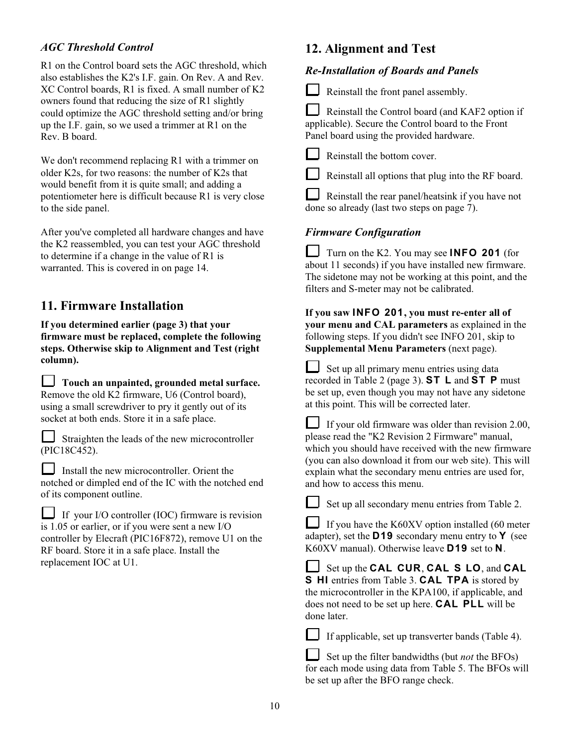### *AGC Threshold Control*

R1 on the Control board sets the AGC threshold, which also establishes the K2's I.F. gain. On Rev. A and Rev. XC Control boards, R1 is fixed. A small number of K2 owners found that reducing the size of R1 slightly could optimize the AGC threshold setting and/or bring up the I.F. gain, so we used a trimmer at R1 on the Rev. B board.

We don't recommend replacing R1 with a trimmer on older K2s, for two reasons: the number of K2s that would benefit from it is quite small; and adding a potentiometer here is difficult because R1 is very close to the side panel.

After you've completed all hardware changes and have the K2 reassembled, you can test your AGC threshold to determine if a change in the value of R1 is warranted. This is covered in on page 14.

## 11. Firmware Installation

**If you determined earlier (page 3) that your firmware must be replaced, complete the following steps. Otherwise skip to Alignment and Test (right column).**

☐ **Touch an unpainted, grounded metal surface.** Remove the old K2 firmware, U6 (Control board), using a small screwdriver to pry it gently out of its socket at both ends. Store it in a safe place.

☐ Straighten the leads of the new microcontroller (PIC18C452).

☐ Install the new microcontroller. Orient the notched or dimpled end of the IC with the notched end of its component outline.

☐ If your I/O controller (IOC) firmware is revision is 1.05 or earlier, or if you were sent a new I/O controller by Elecraft (PIC16F872), remove U1 on the RF board. Store it in a safe place. Install the replacement IOC at U1.

## 12. Alignment and Test

### *Re-Installation of Boards and Panels*

☐ Reinstall the front panel assembly.

☐ Reinstall the Control board (and KAF2 option if applicable). Secure the Control board to the Front Panel board using the provided hardware.

☐ Reinstall the bottom cover.

☐ Reinstall all options that plug into the RF board.

☐ Reinstall the rear panel/heatsink if you have not done so already (last two steps on page 7).

### *Firmware Configuration*

☐ Turn on the K2. You may see **INFO 201** (for about 11 seconds) if you have installed new firmware. The sidetone may not be working at this point, and the filters and S-meter may not be calibrated.

**If you saw INFO 201, you must re-enter all of your menu and CAL parameters** as explained in the following steps. If you didn't see INFO 201, skip to **Supplemental Menu Parameters** (next page).

☐ Set up all primary menu entries using data recorded in Table 2 (page 3). **ST L** and **ST P** must be set up, even though you may not have any sidetone at this point. This will be corrected later.

☐ If your old firmware was older than revision 2.00, please read the "K2 Revision 2 Firmware" manual, which you should have received with the new firmware (you can also download it from our web site). This will explain what the secondary menu entries are used for, and how to access this menu.

☐ Set up all secondary menu entries from Table 2.

☐ If you have the K60XV option installed (60 meter adapter), set the **D19** secondary menu entry to **Y** (see K60XV manual). Otherwise leave **D19** set to **N**.

☐ Set up the **CAL CUR**, **CAL S LO**, and **CAL S HI** entries from Table 3. **CAL TPA** is stored by the microcontroller in the KPA100, if applicable, and does not need to be set up here. **CAL PLL** will be done later.

☐ If applicable, set up transverter bands (Table 4).

☐ Set up the filter bandwidths (but *not* the BFOs) for each mode using data from Table 5. The BFOs will be set up after the BFO range check.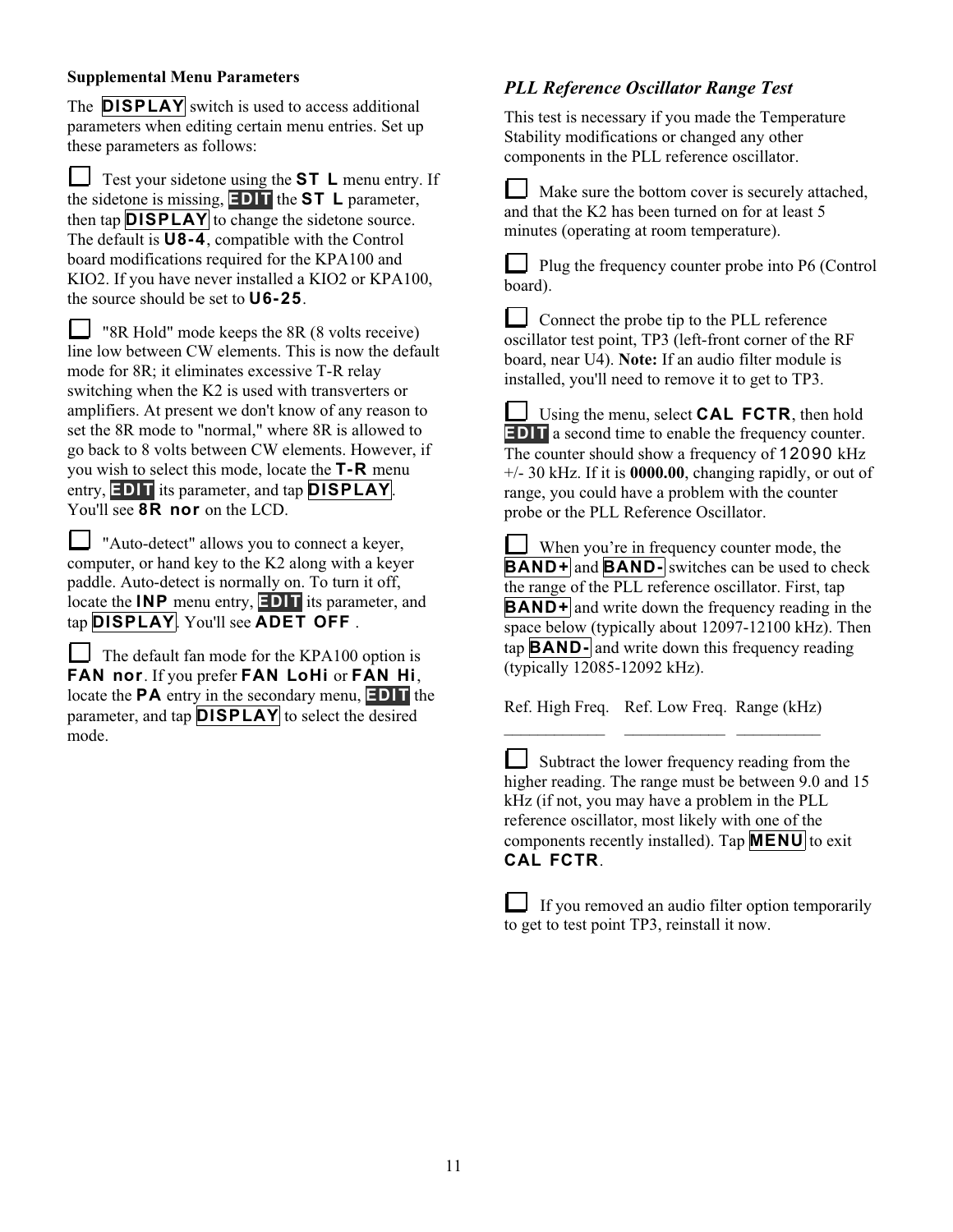**Supplemental Menu Parameters**

The **DISPLAY** switch is used to access additional parameters when editing certain menu entries. Set up these parameters as follows:

☐ Test your sidetone using the **ST L** menu entry. If the sidetone is missing, **EDIT** the **ST L** parameter, then tap **DISPLAY** to change the sidetone source. The default is **U8-4**, compatible with the Control board modifications required for the KPA100 and KIO2. If you have never installed a KIO2 or KPA100, the source should be set to **U6-25**.

☐ "8R Hold" mode keeps the 8R (8 volts receive) line low between CW elements. This is now the default mode for 8R; it eliminates excessive T-R relay switching when the K2 is used with transverters or amplifiers. At present we don't know of any reason to set the 8R mode to "normal," where 8R is allowed to go back to 8 volts between CW elements. However, if you wish to select this mode, locate the **T-R** menu entry, **EDIT** its parameter, and tap **DISPLAY**. You'll see **8R nor** on the LCD.

☐ "Auto-detect" allows you to connect a keyer, computer, or hand key to the K2 along with a keyer paddle. Auto-detect is normally on. To turn it off, locate the **INP** menu entry, **EDIT** its parameter, and tap **DISPLAY**. You'll see **ADET OFF** .

☐ The default fan mode for the KPA100 option is **FAN nor**. If you prefer **FAN LoHi** or **FAN Hi**, locate the **PA** entry in the secondary menu, **EDIT** the parameter, and tap **DISPLAY** to select the desired mode.

### *PLL Reference Oscillator Range Test*

This test is necessary if you made the Temperature Stability modifications or changed any other components in the PLL reference oscillator.

☐ Make sure the bottom cover is securely attached, and that the K2 has been turned on for at least 5 minutes (operating at room temperature).

☐ Plug the frequency counter probe into P6 (Control board).

☐ Connect the probe tip to the PLL reference oscillator test point, TP3 (left-front corner of the RF board, near U4). **Note:** If an audio filter module is installed, you'll need to remove it to get to TP3.

☐ Using the menu, select **CAL FCTR**, then hold **EDIT** a second time to enable the frequency counter. The counter should show a frequency of **12090** kHz +/- 30 kHz. If it is **0000.00**, changing rapidly, or out of range, you could have a problem with the counter probe or the PLL Reference Oscillator.

☐ When you're in frequency counter mode, the **BAND+** and **BAND-** switches can be used to check the range of the PLL reference oscillator. First, tap **BAND+** and write down the frequency reading in the space below (typically about 12097-12100 kHz). Then tap **BAND-** and write down this frequency reading (typically 12085-12092 kHz).

| Ref. High Freq. | Ref. Low Freq. | Range (kHz) |
|---|---|---|
| ____________ | ____________ | __________ |

☐ Subtract the lower frequency reading from the higher reading. The range must be between 9.0 and 15 kHz (if not, you may have a problem in the PLL reference oscillator, most likely with one of the components recently installed). Tap **MENU** to exit **CAL FCTR**.

☐ If you removed an audio filter option temporarily to get to test point TP3, reinstall it now.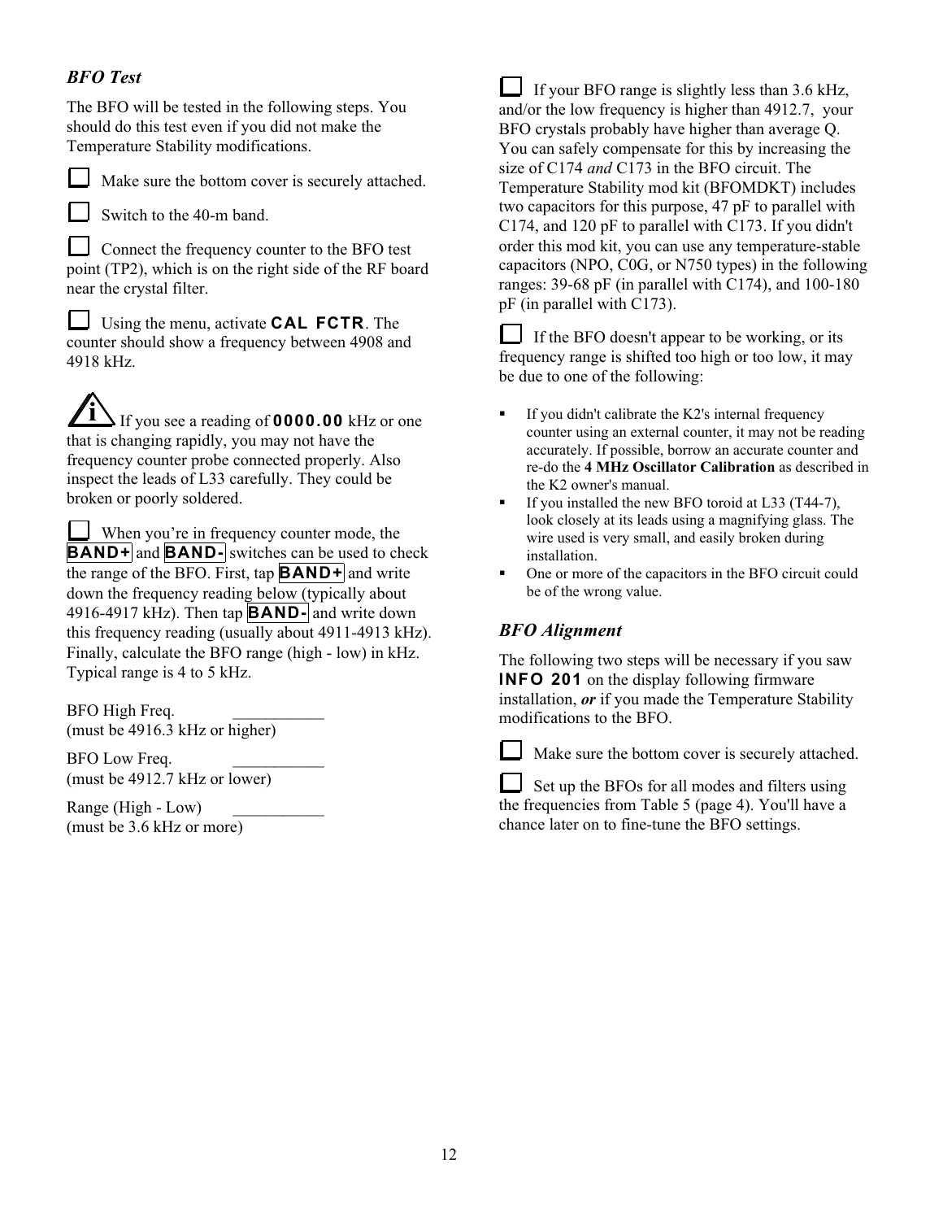### *BFO Test*

The BFO will be tested in the following steps. You should do this test even if you did not make the Temperature Stability modifications.

- [ ] Make sure the bottom cover is securely attached.

- [ ] Switch to the 40-m band.

- [ ] Connect the frequency counter to the BFO test point (TP2), which is on the right side of the RF board near the crystal filter.

- [ ] Using the menu, activate **CAL FCTR**. The counter should show a frequency between 4908 and 4918 kHz.

*i* If you see a reading of **0000.00** kHz or one that is changing rapidly, you may not have the frequency counter probe connected properly. Also inspect the leads of L33 carefully. They could be broken or poorly soldered.

- [ ] When you're in frequency counter mode, the **BAND+** and **BAND-** switches can be used to check the range of the BFO. First, tap **BAND+** and write down the frequency reading below (typically about 4916-4917 kHz). Then tap **BAND-** and write down this frequency reading (usually about 4911-4913 kHz). Finally, calculate the BFO range (high - low) in kHz. Typical range is 4 to 5 kHz.

BFO High Freq. \_\_\_\_\_\_\_\_\_\_\_
(must be 4916.3 kHz or higher)

BFO Low Freq. \_\_\_\_\_\_\_\_\_\_\_
(must be 4912.7 kHz or lower)

Range (High - Low) \_\_\_\_\_\_\_\_\_\_\_
(must be 3.6 kHz or more)

- [ ] If your BFO range is slightly less than 3.6 kHz, and/or the low frequency is higher than 4912.7, your BFO crystals probably have higher than average Q. You can safely compensate for this by increasing the size of C174 *and* C173 in the BFO circuit. The Temperature Stability mod kit (BFOMDKT) includes two capacitors for this purpose, 47 pF to parallel with C174, and 120 pF to parallel with C173. If you didn't order this mod kit, you can use any temperature-stable capacitors (NPO, C0G, or N750 types) in the following ranges: 39-68 pF (in parallel with C174), and 100-180 pF (in parallel with C173).

- [ ] If the BFO doesn't appear to be working, or its frequency range is shifted too high or too low, it may be due to one of the following:

- If you didn't calibrate the K2's internal frequency counter using an external counter, it may not be reading accurately. If possible, borrow an accurate counter and re-do the **4 MHz Oscillator Calibration** as described in the K2 owner's manual.
- If you installed the new BFO toroid at L33 (T44-7), look closely at its leads using a magnifying glass. The wire used is very small, and easily broken during installation.
- One or more of the capacitors in the BFO circuit could be of the wrong value.

### *BFO Alignment*

The following two steps will be necessary if you saw **INFO 201** on the display following firmware installation, ***or*** if you made the Temperature Stability modifications to the BFO.

- [ ] Make sure the bottom cover is securely attached.

- [ ] Set up the BFOs for all modes and filters using the frequencies from Table 5 (page 4). You'll have a chance later on to fine-tune the BFO settings.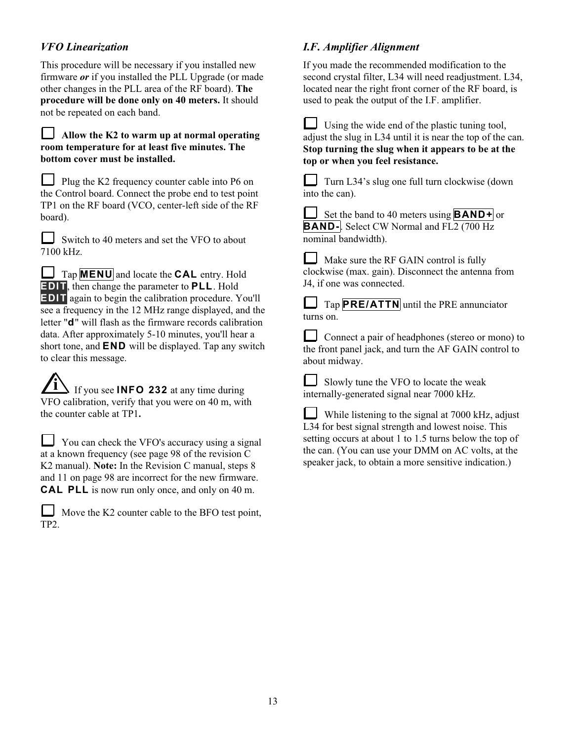### *VFO Linearization*

This procedure will be necessary if you installed new firmware ***or*** if you installed the PLL Upgrade (or made other changes in the PLL area of the RF board). **The procedure will be done only on 40 meters.** It should not be repeated on each band.

☐ **Allow the K2 to warm up at normal operating room temperature for at least five minutes. The bottom cover must be installed.**

☐ Plug the K2 frequency counter cable into P6 on the Control board. Connect the probe end to test point TP1 on the RF board (VCO, center-left side of the RF board).

☐ Switch to 40 meters and set the VFO to about 7100 kHz.

☐ Tap **MENU** and locate the **CAL** entry. Hold **EDIT**, then change the parameter to **PLL**. Hold **EDIT** again to begin the calibration procedure. You'll see a frequency in the 12 MHz range displayed, and the letter "**d**" will flash as the firmware records calibration data. After approximately 5-10 minutes, you'll hear a short tone, and **END** will be displayed. Tap any switch to clear this message.

ℹ If you see **INFO 232** at any time during VFO calibration, verify that you were on 40 m, with the counter cable at TP1**.**

☐ You can check the VFO's accuracy using a signal at a known frequency (see page 98 of the revision C K2 manual). **Note:** In the Revision C manual, steps 8 and 11 on page 98 are incorrect for the new firmware. **CAL PLL** is now run only once, and only on 40 m.

☐ Move the K2 counter cable to the BFO test point, TP2.

### *I.F. Amplifier Alignment*

If you made the recommended modification to the second crystal filter, L34 will need readjustment. L34, located near the right front corner of the RF board, is used to peak the output of the I.F. amplifier.

☐ Using the wide end of the plastic tuning tool, adjust the slug in L34 until it is near the top of the can. **Stop turning the slug when it appears to be at the top or when you feel resistance.**

☐ Turn L34's slug one full turn clockwise (down into the can).

☐ Set the band to 40 meters using **BAND+** or **BAND-**. Select CW Normal and FL2 (700 Hz nominal bandwidth).

☐ Make sure the RF GAIN control is fully clockwise (max. gain). Disconnect the antenna from J4, if one was connected.

☐ Tap **PRE/ATTN** until the PRE annunciator turns on.

☐ Connect a pair of headphones (stereo or mono) to the front panel jack, and turn the AF GAIN control to about midway.

☐ Slowly tune the VFO to locate the weak internally-generated signal near 7000 kHz.

☐ While listening to the signal at 7000 kHz, adjust L34 for best signal strength and lowest noise. This setting occurs at about 1 to 1.5 turns below the top of the can. (You can use your DMM on AC volts, at the speaker jack, to obtain a more sensitive indication.)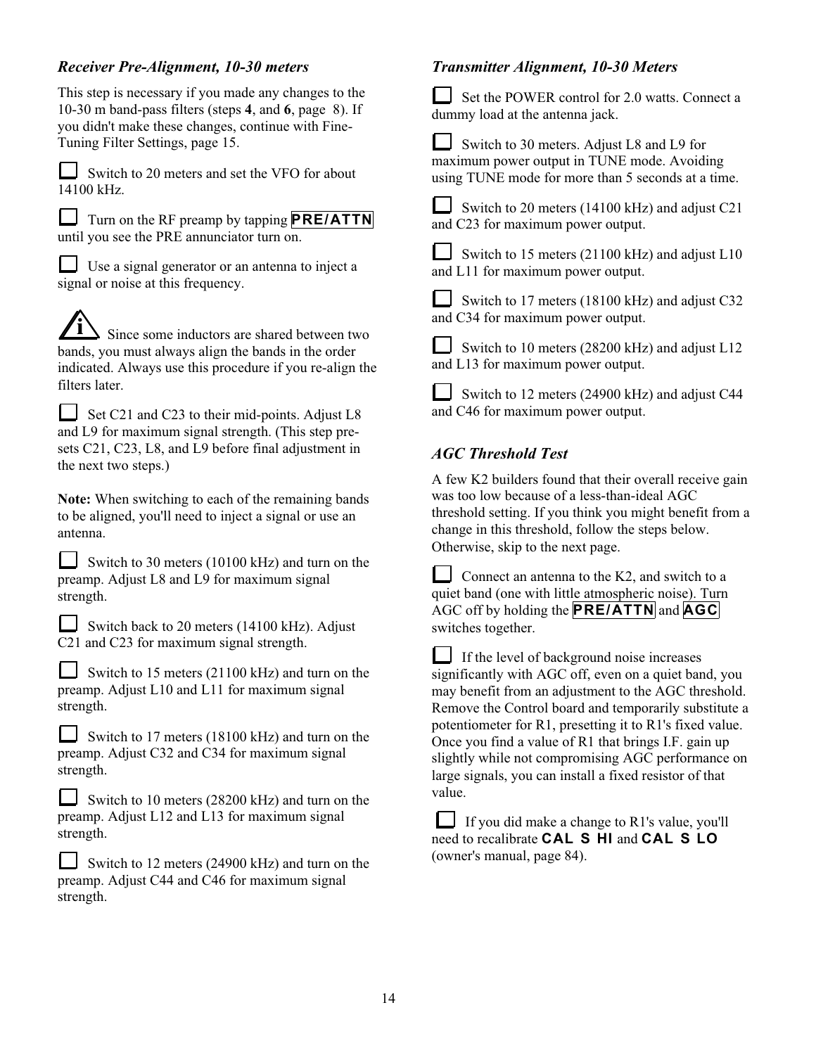### *Receiver Pre-Alignment, 10-30 meters*

This step is necessary if you made any changes to the 10-30 m band-pass filters (steps **4**, and **6**, page 8). If you didn't make these changes, continue with Fine-Tuning Filter Settings, page 15.

☐ Switch to 20 meters and set the VFO for about 14100 kHz.

☐ Turn on the RF preamp by tapping **PRE/ATTN** until you see the PRE annunciator turn on.

☐ Use a signal generator or an antenna to inject a signal or noise at this frequency.

ℹ Since some inductors are shared between two bands, you must always align the bands in the order indicated. Always use this procedure if you re-align the filters later.

☐ Set C21 and C23 to their mid-points. Adjust L8 and L9 for maximum signal strength. (This step pre-sets C21, C23, L8, and L9 before final adjustment in the next two steps.)

**Note:** When switching to each of the remaining bands to be aligned, you'll need to inject a signal or use an antenna.

☐ Switch to 30 meters (10100 kHz) and turn on the preamp. Adjust L8 and L9 for maximum signal strength.

☐ Switch back to 20 meters (14100 kHz). Adjust C21 and C23 for maximum signal strength.

☐ Switch to 15 meters (21100 kHz) and turn on the preamp. Adjust L10 and L11 for maximum signal strength.

☐ Switch to 17 meters (18100 kHz) and turn on the preamp. Adjust C32 and C34 for maximum signal strength.

☐ Switch to 10 meters (28200 kHz) and turn on the preamp. Adjust L12 and L13 for maximum signal strength.

☐ Switch to 12 meters (24900 kHz) and turn on the preamp. Adjust C44 and C46 for maximum signal strength.

### *Transmitter Alignment, 10-30 Meters*

☐ Set the POWER control for 2.0 watts. Connect a dummy load at the antenna jack.

☐ Switch to 30 meters. Adjust L8 and L9 for maximum power output in TUNE mode. Avoiding using TUNE mode for more than 5 seconds at a time.

☐ Switch to 20 meters (14100 kHz) and adjust C21 and C23 for maximum power output.

☐ Switch to 15 meters (21100 kHz) and adjust L10 and L11 for maximum power output.

☐ Switch to 17 meters (18100 kHz) and adjust C32 and C34 for maximum power output.

☐ Switch to 10 meters (28200 kHz) and adjust L12 and L13 for maximum power output.

☐ Switch to 12 meters (24900 kHz) and adjust C44 and C46 for maximum power output.

### *AGC Threshold Test*

A few K2 builders found that their overall receive gain was too low because of a less-than-ideal AGC threshold setting. If you think you might benefit from a change in this threshold, follow the steps below. Otherwise, skip to the next page.

☐ Connect an antenna to the K2, and switch to a quiet band (one with little atmospheric noise). Turn AGC off by holding the **PRE/ATTN** and **AGC** switches together.

☐ If the level of background noise increases significantly with AGC off, even on a quiet band, you may benefit from an adjustment to the AGC threshold. Remove the Control board and temporarily substitute a potentiometer for R1, presetting it to R1's fixed value. Once you find a value of R1 that brings I.F. gain up slightly while not compromising AGC performance on large signals, you can install a fixed resistor of that value.

☐ If you did make a change to R1's value, you'll need to recalibrate **CAL S HI** and **CAL S LO** (owner's manual, page 84).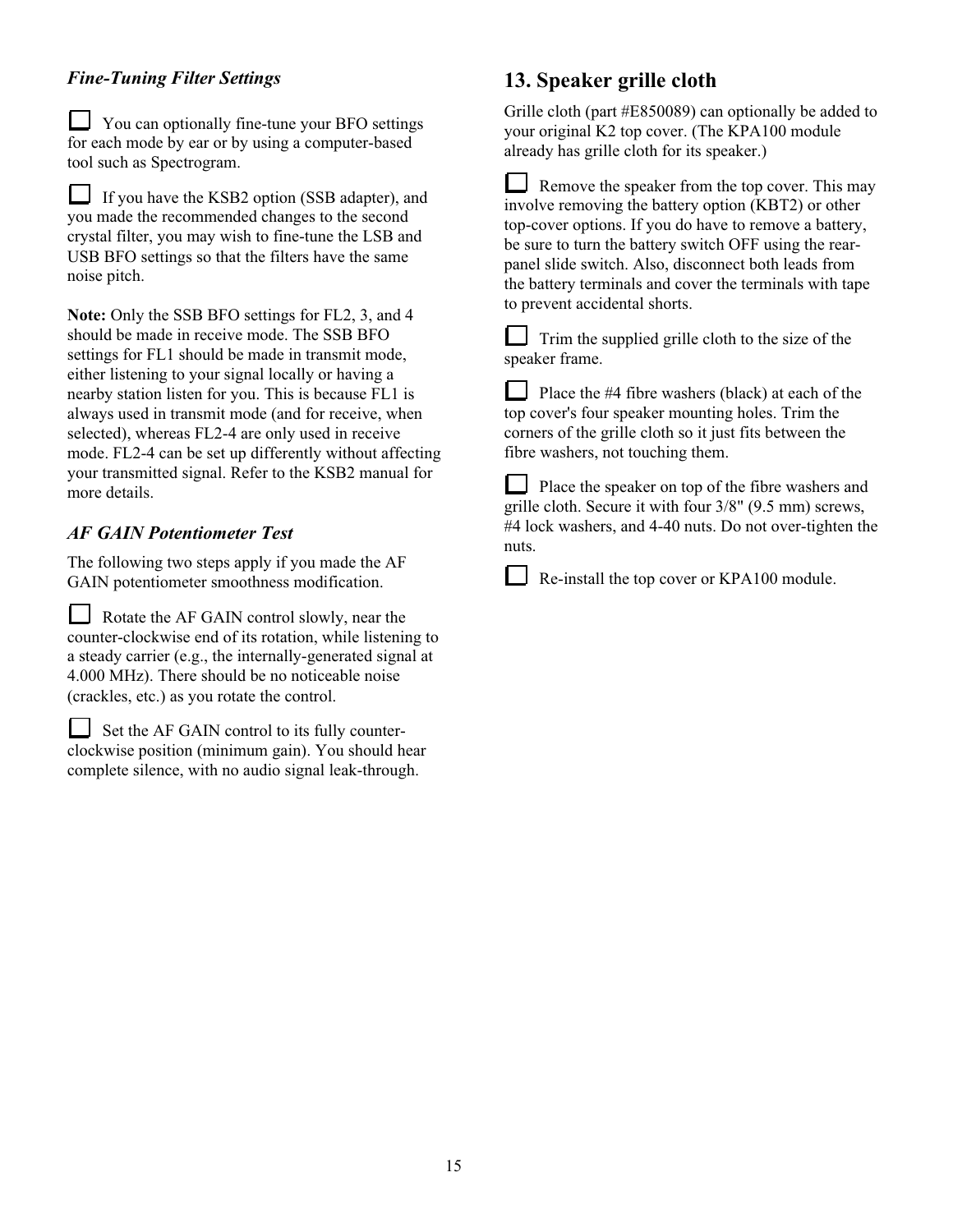### *Fine-Tuning Filter Settings*

☐ You can optionally fine-tune your BFO settings for each mode by ear or by using a computer-based tool such as Spectrogram.

☐ If you have the KSB2 option (SSB adapter), and you made the recommended changes to the second crystal filter, you may wish to fine-tune the LSB and USB BFO settings so that the filters have the same noise pitch.

**Note:** Only the SSB BFO settings for FL2, 3, and 4 should be made in receive mode. The SSB BFO settings for FL1 should be made in transmit mode, either listening to your signal locally or having a nearby station listen for you. This is because FL1 is always used in transmit mode (and for receive, when selected), whereas FL2-4 are only used in receive mode. FL2-4 can be set up differently without affecting your transmitted signal. Refer to the KSB2 manual for more details.

### *AF GAIN Potentiometer Test*

The following two steps apply if you made the AF GAIN potentiometer smoothness modification.

☐ Rotate the AF GAIN control slowly, near the counter-clockwise end of its rotation, while listening to a steady carrier (e.g., the internally-generated signal at 4.000 MHz). There should be no noticeable noise (crackles, etc.) as you rotate the control.

☐ Set the AF GAIN control to its fully counter-clockwise position (minimum gain). You should hear complete silence, with no audio signal leak-through.

## 13. Speaker grille cloth

Grille cloth (part #E850089) can optionally be added to your original K2 top cover. (The KPA100 module already has grille cloth for its speaker.)

☐ Remove the speaker from the top cover. This may involve removing the battery option (KBT2) or other top-cover options. If you do have to remove a battery, be sure to turn the battery switch OFF using the rear-panel slide switch. Also, disconnect both leads from the battery terminals and cover the terminals with tape to prevent accidental shorts.

☐ Trim the supplied grille cloth to the size of the speaker frame.

☐ Place the #4 fibre washers (black) at each of the top cover's four speaker mounting holes. Trim the corners of the grille cloth so it just fits between the fibre washers, not touching them.

☐ Place the speaker on top of the fibre washers and grille cloth. Secure it with four 3/8" (9.5 mm) screws, #4 lock washers, and 4-40 nuts. Do not over-tighten the nuts.

☐ Re-install the top cover or KPA100 module.